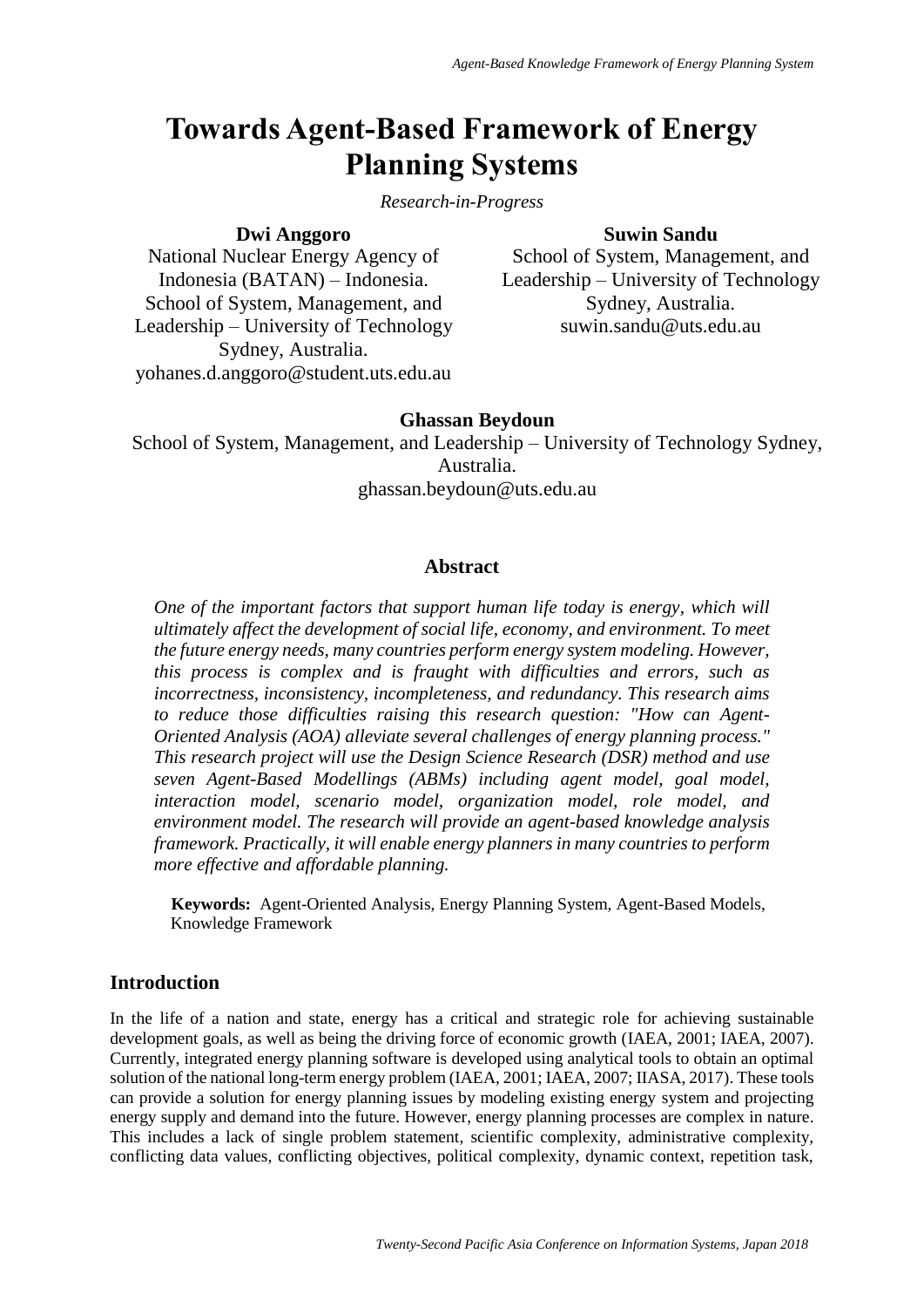# Towards Agent-Based Framework of Energy Planning Systems

*Research-in-Progress*

**Dwi Anggoro**
National Nuclear Energy Agency of Indonesia (BATAN) – Indonesia.
School of System, Management, and Leadership – University of Technology Sydney, Australia.
yohanes.d.anggoro@student.uts.edu.au

**Suwin Sandu**
School of System, Management, and Leadership – University of Technology Sydney, Australia.
suwin.sandu@uts.edu.au

**Ghassan Beydoun**
School of System, Management, and Leadership – University of Technology Sydney, Australia.
ghassan.beydoun@uts.edu.au

## Abstract

*One of the important factors that support human life today is energy, which will ultimately affect the development of social life, economy, and environment. To meet the future energy needs, many countries perform energy system modeling. However, this process is complex and is fraught with difficulties and errors, such as incorrectness, inconsistency, incompleteness, and redundancy. This research aims to reduce those difficulties raising this research question: "How can Agent-Oriented Analysis (AOA) alleviate several challenges of energy planning process." This research project will use the Design Science Research (DSR) method and use seven Agent-Based Modellings (ABMs) including agent model, goal model, interaction model, scenario model, organization model, role model, and environment model. The research will provide an agent-based knowledge analysis framework. Practically, it will enable energy planners in many countries to perform more effective and affordable planning.*

**Keywords:** Agent-Oriented Analysis, Energy Planning System, Agent-Based Models, Knowledge Framework

## Introduction

In the life of a nation and state, energy has a critical and strategic role for achieving sustainable development goals, as well as being the driving force of economic growth (IAEA, 2001; IAEA, 2007). Currently, integrated energy planning software is developed using analytical tools to obtain an optimal solution of the national long-term energy problem (IAEA, 2001; IAEA, 2007; IIASA, 2017). These tools can provide a solution for energy planning issues by modeling existing energy system and projecting energy supply and demand into the future. However, energy planning processes are complex in nature. This includes a lack of single problem statement, scientific complexity, administrative complexity, conflicting data values, conflicting objectives, political complexity, dynamic context, repetition task,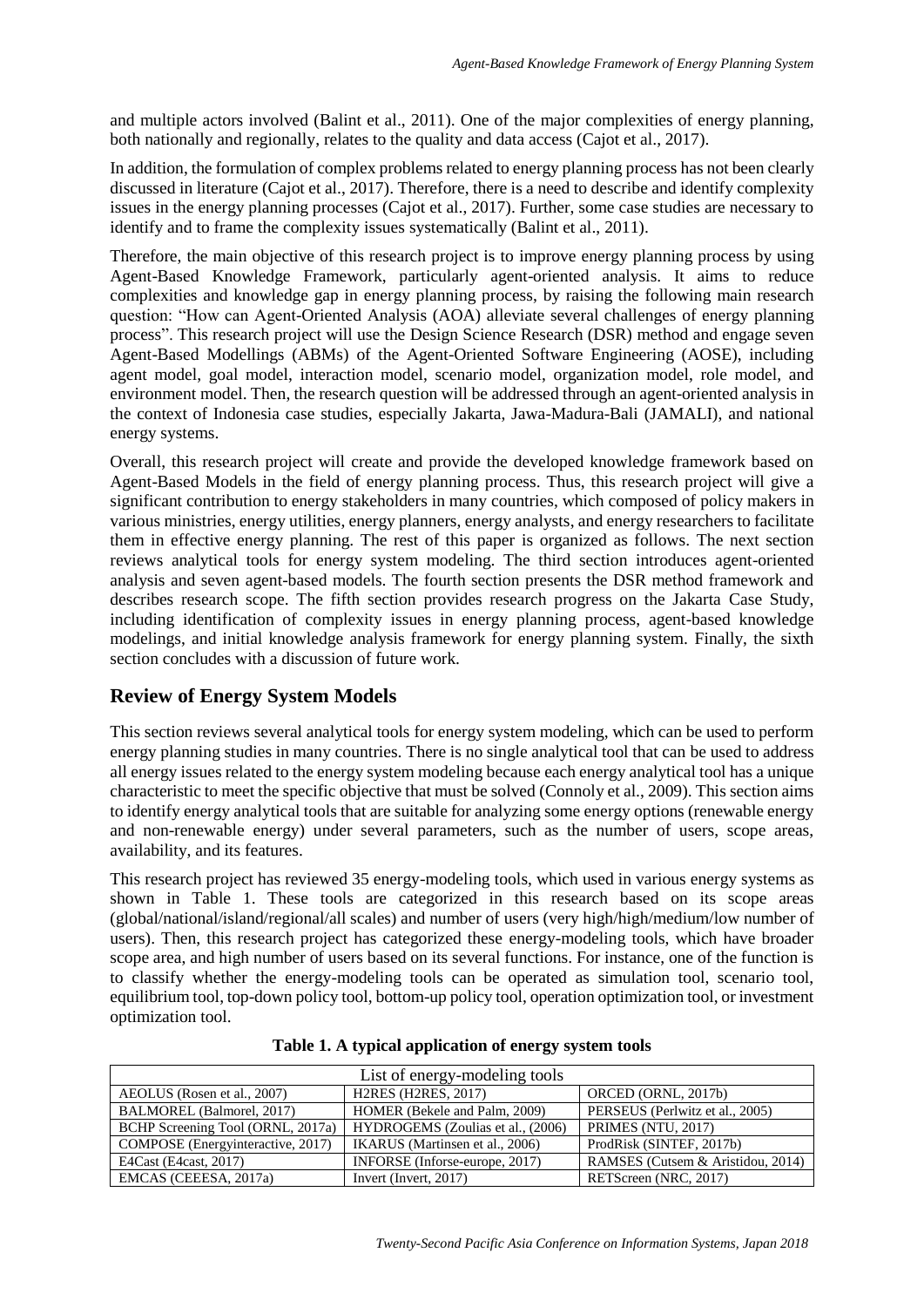and multiple actors involved (Balint et al., 2011). One of the major complexities of energy planning, both nationally and regionally, relates to the quality and data access (Cajot et al., 2017).

In addition, the formulation of complex problems related to energy planning process has not been clearly discussed in literature (Cajot et al., 2017). Therefore, there is a need to describe and identify complexity issues in the energy planning processes (Cajot et al., 2017). Further, some case studies are necessary to identify and to frame the complexity issues systematically (Balint et al., 2011).

Therefore, the main objective of this research project is to improve energy planning process by using Agent-Based Knowledge Framework, particularly agent-oriented analysis. It aims to reduce complexities and knowledge gap in energy planning process, by raising the following main research question: "How can Agent-Oriented Analysis (AOA) alleviate several challenges of energy planning process". This research project will use the Design Science Research (DSR) method and engage seven Agent-Based Modellings (ABMs) of the Agent-Oriented Software Engineering (AOSE), including agent model, goal model, interaction model, scenario model, organization model, role model, and environment model. Then, the research question will be addressed through an agent-oriented analysis in the context of Indonesia case studies, especially Jakarta, Jawa-Madura-Bali (JAMALI), and national energy systems.

Overall, this research project will create and provide the developed knowledge framework based on Agent-Based Models in the field of energy planning process. Thus, this research project will give a significant contribution to energy stakeholders in many countries, which composed of policy makers in various ministries, energy utilities, energy planners, energy analysts, and energy researchers to facilitate them in effective energy planning. The rest of this paper is organized as follows. The next section reviews analytical tools for energy system modeling. The third section introduces agent-oriented analysis and seven agent-based models. The fourth section presents the DSR method framework and describes research scope. The fifth section provides research progress on the Jakarta Case Study, including identification of complexity issues in energy planning process, agent-based knowledge modelings, and initial knowledge analysis framework for energy planning system. Finally, the sixth section concludes with a discussion of future work.

## Review of Energy System Models

This section reviews several analytical tools for energy system modeling, which can be used to perform energy planning studies in many countries. There is no single analytical tool that can be used to address all energy issues related to the energy system modeling because each energy analytical tool has a unique characteristic to meet the specific objective that must be solved (Connoly et al., 2009). This section aims to identify energy analytical tools that are suitable for analyzing some energy options (renewable energy and non-renewable energy) under several parameters, such as the number of users, scope areas, availability, and its features.

This research project has reviewed 35 energy-modeling tools, which used in various energy systems as shown in Table 1. These tools are categorized in this research based on its scope areas (global/national/island/regional/all scales) and number of users (very high/high/medium/low number of users). Then, this research project has categorized these energy-modeling tools, which have broader scope area, and high number of users based on its several functions. For instance, one of the function is to classify whether the energy-modeling tools can be operated as simulation tool, scenario tool, equilibrium tool, top-down policy tool, bottom-up policy tool, operation optimization tool, or investment optimization tool.

**Table 1. A typical application of energy system tools**

| List of energy-modeling tools | | |
|---|---|---|
| AEOLUS (Rosen et al., 2007) | H2RES (H2RES, 2017) | ORCED (ORNL, 2017b) |
| BALMOREL (Balmorel, 2017) | HOMER (Bekele and Palm, 2009) | PERSEUS (Perlwitz et al., 2005) |
| BCHP Screening Tool (ORNL, 2017a) | HYDROGEMS (Zoulias et al., (2006) | PRIMES (NTU, 2017) |
| COMPOSE (Energyinteractive, 2017) | IKARUS (Martinsen et al., 2006) | ProdRisk (SINTEF, 2017b) |
| E4Cast (E4cast, 2017) | INFORSE (Inforse-europe, 2017) | RAMSES (Cutsem & Aristidou, 2014) |
| EMCAS (CEEESA, 2017a) | Invert (Invert, 2017) | RETScreen (NRC, 2017) |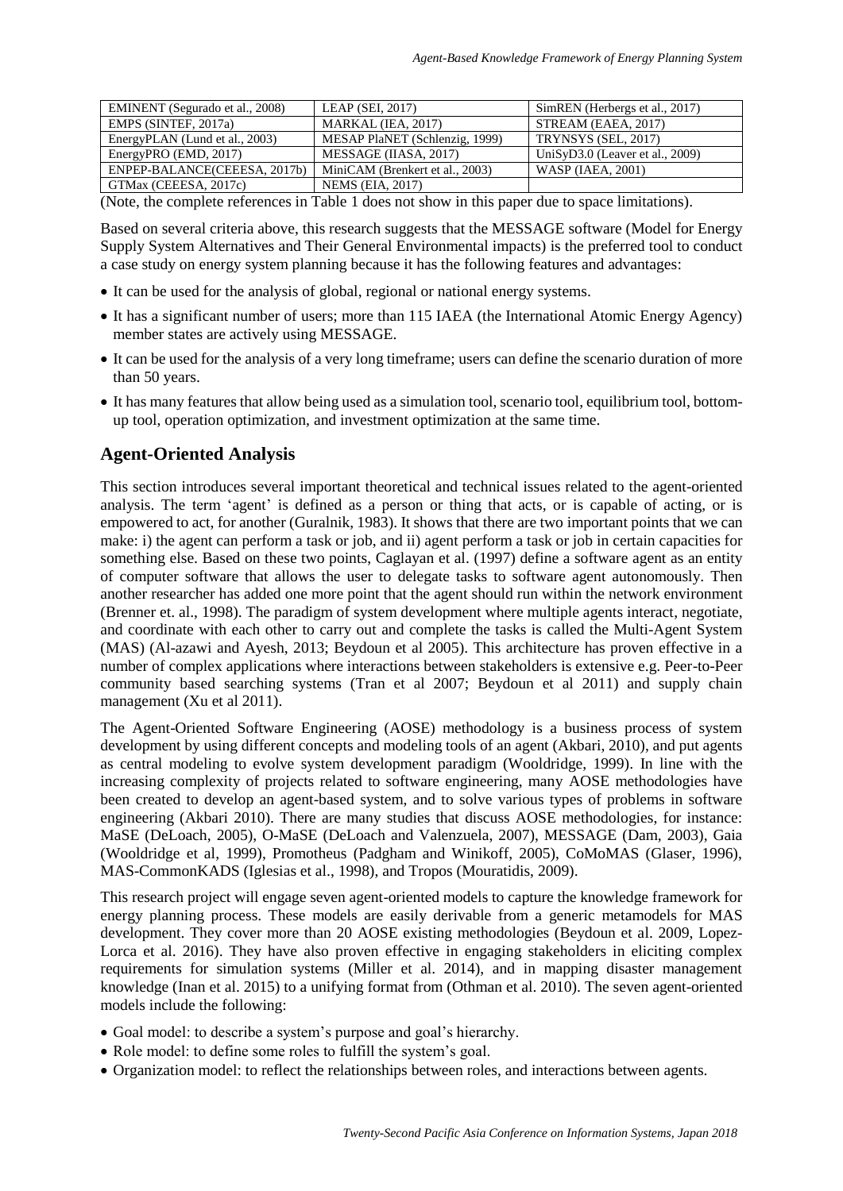| EMINENT (Segurado et al., 2008) | LEAP (SEI, 2017) | SimREN (Herbergs et al., 2017) |
|---|---|---|
| EMPS (SINTEF, 2017a) | MARKAL (IEA, 2017) | STREAM (EAEA, 2017) |
| EnergyPLAN (Lund et al., 2003) | MESAP PlaNET (Schlenzig, 1999) | TRYNSYS (SEL, 2017) |
| EnergyPRO (EMD, 2017) | MESSAGE (IIASA, 2017) | UniSyD3.0 (Leaver et al., 2009) |
| ENPEP-BALANCE(CEEESA, 2017b) | MiniCAM (Brenkert et al., 2003) | WASP (IAEA, 2001) |
| GTMax (CEEESA, 2017c) | NEMS (EIA, 2017) | |

(Note, the complete references in Table 1 does not show in this paper due to space limitations).

Based on several criteria above, this research suggests that the MESSAGE software (Model for Energy Supply System Alternatives and Their General Environmental impacts) is the preferred tool to conduct a case study on energy system planning because it has the following features and advantages:

- It can be used for the analysis of global, regional or national energy systems.
- It has a significant number of users; more than 115 IAEA (the International Atomic Energy Agency) member states are actively using MESSAGE.
- It can be used for the analysis of a very long timeframe; users can define the scenario duration of more than 50 years.
- It has many features that allow being used as a simulation tool, scenario tool, equilibrium tool, bottom-up tool, operation optimization, and investment optimization at the same time.

## Agent-Oriented Analysis

This section introduces several important theoretical and technical issues related to the agent-oriented analysis. The term 'agent' is defined as a person or thing that acts, or is capable of acting, or is empowered to act, for another (Guralnik, 1983). It shows that there are two important points that we can make: i) the agent can perform a task or job, and ii) agent perform a task or job in certain capacities for something else. Based on these two points, Caglayan et al. (1997) define a software agent as an entity of computer software that allows the user to delegate tasks to software agent autonomously. Then another researcher has added one more point that the agent should run within the network environment (Brenner et. al., 1998). The paradigm of system development where multiple agents interact, negotiate, and coordinate with each other to carry out and complete the tasks is called the Multi-Agent System (MAS) (Al-azawi and Ayesh, 2013; Beydoun et al 2005). This architecture has proven effective in a number of complex applications where interactions between stakeholders is extensive e.g. Peer-to-Peer community based searching systems (Tran et al 2007; Beydoun et al 2011) and supply chain management (Xu et al 2011).

The Agent-Oriented Software Engineering (AOSE) methodology is a business process of system development by using different concepts and modeling tools of an agent (Akbari, 2010), and put agents as central modeling to evolve system development paradigm (Wooldridge, 1999). In line with the increasing complexity of projects related to software engineering, many AOSE methodologies have been created to develop an agent-based system, and to solve various types of problems in software engineering (Akbari 2010). There are many studies that discuss AOSE methodologies, for instance: MaSE (DeLoach, 2005), O-MaSE (DeLoach and Valenzuela, 2007), MESSAGE (Dam, 2003), Gaia (Wooldridge et al, 1999), Promotheus (Padgham and Winikoff, 2005), CoMoMAS (Glaser, 1996), MAS-CommonKADS (Iglesias et al., 1998), and Tropos (Mouratidis, 2009).

This research project will engage seven agent-oriented models to capture the knowledge framework for energy planning process. These models are easily derivable from a generic metamodels for MAS development. They cover more than 20 AOSE existing methodologies (Beydoun et al. 2009, Lopez-Lorca et al. 2016). They have also proven effective in engaging stakeholders in eliciting complex requirements for simulation systems (Miller et al. 2014), and in mapping disaster management knowledge (Inan et al. 2015) to a unifying format from (Othman et al. 2010). The seven agent-oriented models include the following:

- Goal model: to describe a system's purpose and goal's hierarchy.
- Role model: to define some roles to fulfill the system's goal.
- Organization model: to reflect the relationships between roles, and interactions between agents.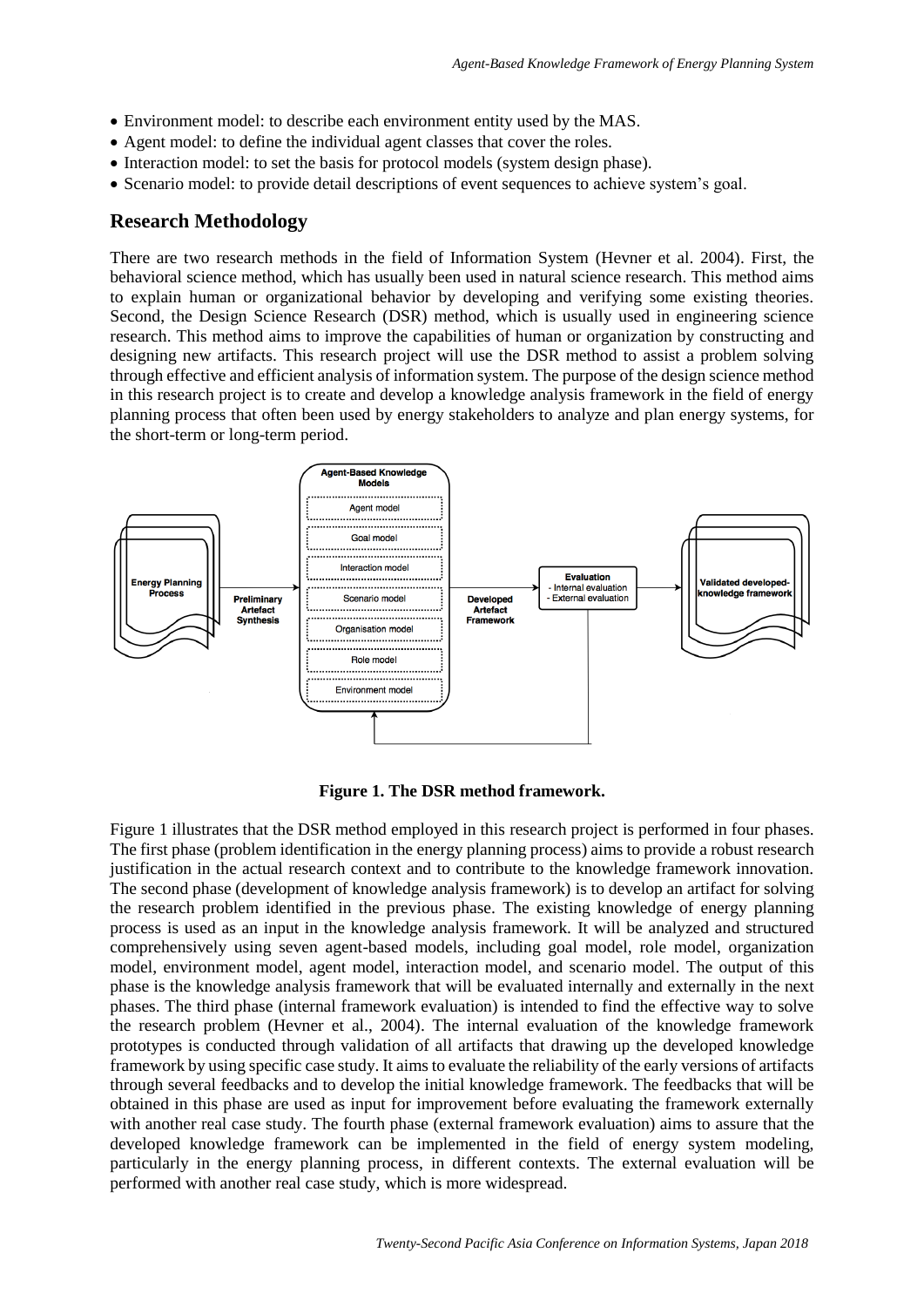- Environment model: to describe each environment entity used by the MAS.
- Agent model: to define the individual agent classes that cover the roles.
- Interaction model: to set the basis for protocol models (system design phase).
- Scenario model: to provide detail descriptions of event sequences to achieve system's goal.

## Research Methodology

There are two research methods in the field of Information System (Hevner et al. 2004). First, the behavioral science method, which has usually been used in natural science research. This method aims to explain human or organizational behavior by developing and verifying some existing theories. Second, the Design Science Research (DSR) method, which is usually used in engineering science research. This method aims to improve the capabilities of human or organization by constructing and designing new artifacts. This research project will use the DSR method to assist a problem solving through effective and efficient analysis of information system. The purpose of the design science method in this research project is to create and develop a knowledge analysis framework in the field of energy planning process that often been used by energy stakeholders to analyze and plan energy systems, for the short-term or long-term period.

**Figure 1. The DSR method framework.**

Figure 1 illustrates that the DSR method employed in this research project is performed in four phases. The first phase (problem identification in the energy planning process) aims to provide a robust research justification in the actual research context and to contribute to the knowledge framework innovation. The second phase (development of knowledge analysis framework) is to develop an artifact for solving the research problem identified in the previous phase. The existing knowledge of energy planning process is used as an input in the knowledge analysis framework. It will be analyzed and structured comprehensively using seven agent-based models, including goal model, role model, organization model, environment model, agent model, interaction model, and scenario model. The output of this phase is the knowledge analysis framework that will be evaluated internally and externally in the next phases. The third phase (internal framework evaluation) is intended to find the effective way to solve the research problem (Hevner et al., 2004). The internal evaluation of the knowledge framework prototypes is conducted through validation of all artifacts that drawing up the developed knowledge framework by using specific case study. It aims to evaluate the reliability of the early versions of artifacts through several feedbacks and to develop the initial knowledge framework. The feedbacks that will be obtained in this phase are used as input for improvement before evaluating the framework externally with another real case study. The fourth phase (external framework evaluation) aims to assure that the developed knowledge framework can be implemented in the field of energy system modeling, particularly in the energy planning process, in different contexts. The external evaluation will be performed with another real case study, which is more widespread.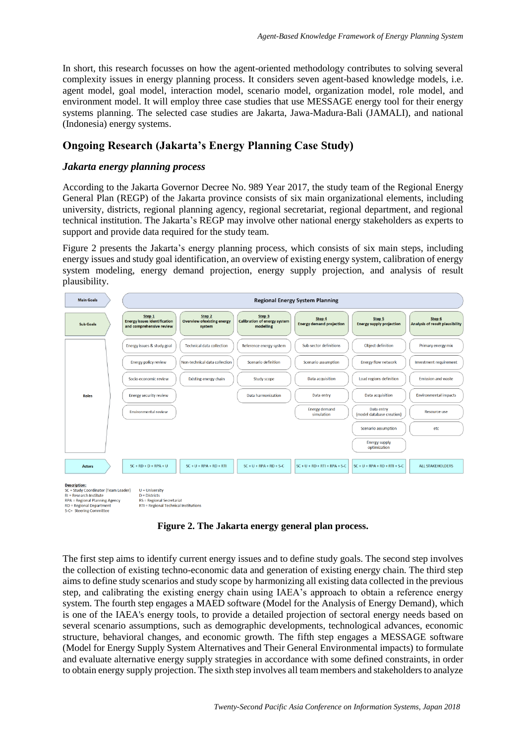In short, this research focusses on how the agent-oriented methodology contributes to solving several complexity issues in energy planning process. It considers seven agent-based knowledge models, i.e. agent model, goal model, interaction model, scenario model, organization model, role model, and environment model. It will employ three case studies that use MESSAGE energy tool for their energy systems planning. The selected case studies are Jakarta, Jawa-Madura-Bali (JAMALI), and national (Indonesia) energy systems.

## Ongoing Research (Jakarta's Energy Planning Case Study)

### *Jakarta energy planning process*

According to the Jakarta Governor Decree No. 989 Year 2017, the study team of the Regional Energy General Plan (REGP) of the Jakarta province consists of six main organizational elements, including university, districts, regional planning agency, regional secretariat, regional department, and regional technical institution. The Jakarta's REGP may involve other national energy stakeholders as experts to support and provide data required for the study team.

Figure 2 presents the Jakarta's energy planning process, which consists of six main steps, including energy issues and study goal identification, an overview of existing energy system, calibration of energy system modeling, energy demand projection, energy supply projection, and analysis of result plausibility.

| Main Goals | Regional Energy System Planning | | | | | |
|---|---|---|---|---|---|---|
| **Sub Goals** | **Step 1** Energy issues identification and comprehensive review | **Step 2** Overview of existing energy system | **Step 3** Calibration of energy system modelling | **Step 4** Energy demand projection | **Step 5** Energy supply projection | **Step 6** Analysis of result plausibility |
| **Roles** | Energy issues & study goal | Technical data collection | Reference energy system | Sub-sector definitions | Object definition | Primary energy mix |
| | Energy policy review | Non-technical data collection | Scenario definition | Scenario assumption | Energy flow network | Investment requirement |
| | Socio-economic review | Existing energy chain | Study scope | Data acquisition | Load regions definition | Emission and waste |
| | Energy security review | | Data harmonization | Data entry | Data acquisition | Environmental impacts |
| | Environmental review | | | Energy demand simulation | Data entry (model database creation) | Resource use |
| | | | | | Scenario assumption | etc |
| | | | | | Energy supply optimization | |
| **Actors** | SC + RD + D + RPA + U | SC + U + RPA + RD + RTI | SC + U + RPA + RD + S-C | SC + U + RD + RTI + RPA + S-C | SC + U + RPA + RD + RTI + S-C | ALL STAKEHOLDERS |

**Description:**
SC = Study Coordinator (Team Leader)
RI = Research Institute
RPA = Regional Planning Agency
RD = Regional Department
S-C= Steering Committee
U = University
D = Districts
RS = Regional Secretariat
RTI = Regional Technical Institutions

**Figure 2. The Jakarta energy general plan process.**

The first step aims to identify current energy issues and to define study goals. The second step involves the collection of existing techno-economic data and generation of existing energy chain. The third step aims to define study scenarios and study scope by harmonizing all existing data collected in the previous step, and calibrating the existing energy chain using IAEA's approach to obtain a reference energy system. The fourth step engages a MAED software (Model for the Analysis of Energy Demand), which is one of the IAEA's energy tools, to provide a detailed projection of sectoral energy needs based on several scenario assumptions, such as demographic developments, technological advances, economic structure, behavioral changes, and economic growth. The fifth step engages a MESSAGE software (Model for Energy Supply System Alternatives and Their General Environmental impacts) to formulate and evaluate alternative energy supply strategies in accordance with some defined constraints, in order to obtain energy supply projection. The sixth step involves all team members and stakeholders to analyze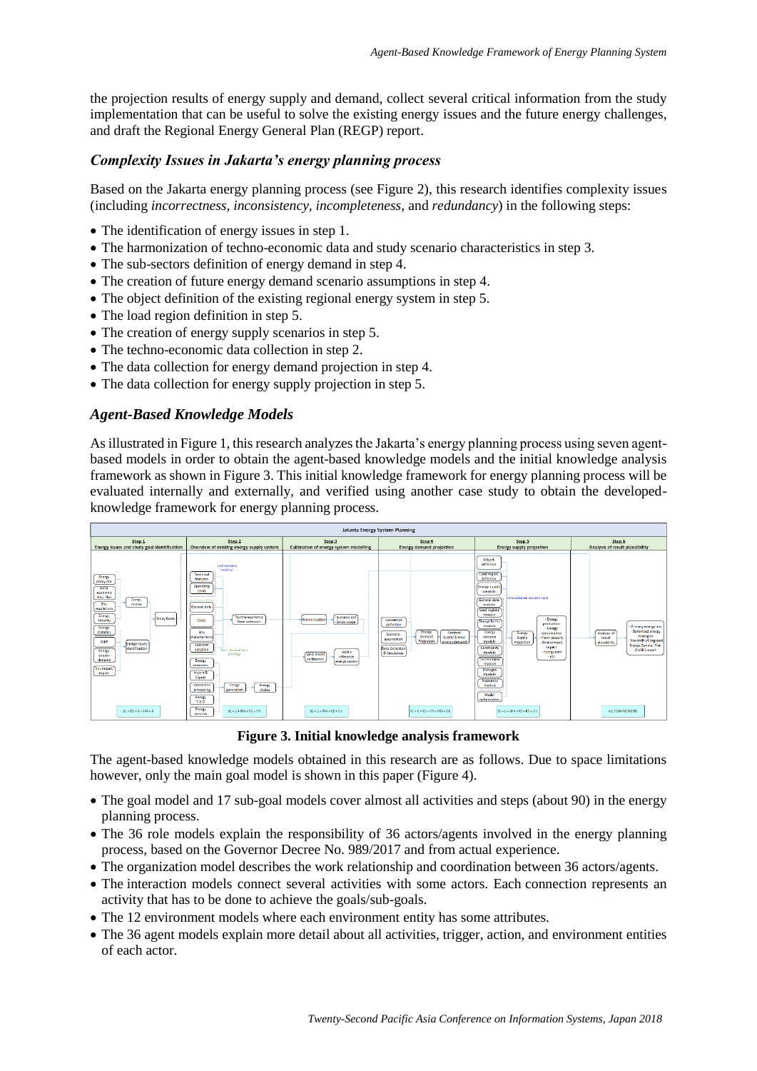the projection results of energy supply and demand, collect several critical information from the study implementation that can be useful to solve the existing energy issues and the future energy challenges, and draft the Regional Energy General Plan (REGP) report.

### *Complexity Issues in Jakarta's energy planning process*

Based on the Jakarta energy planning process (see Figure 2), this research identifies complexity issues (including *incorrectness*, *inconsistency*, *incompleteness*, and *redundancy*) in the following steps:

- The identification of energy issues in step 1.
- The harmonization of techno-economic data and study scenario characteristics in step 3.
- The sub-sectors definition of energy demand in step 4.
- The creation of future energy demand scenario assumptions in step 4.
- The object definition of the existing regional energy system in step 5.
- The load region definition in step 5.
- The creation of energy supply scenarios in step 5.
- The techno-economic data collection in step 2.
- The data collection for energy demand projection in step 4.
- The data collection for energy supply projection in step 5.

### *Agent-Based Knowledge Models*

As illustrated in Figure 1, this research analyzes the Jakarta's energy planning process using seven agent-based models in order to obtain the agent-based knowledge models and the initial knowledge analysis framework as shown in Figure 3. This initial knowledge framework for energy planning process will be evaluated internally and externally, and verified using another case study to obtain the developed-knowledge framework for energy planning process.

**Figure 3. Initial knowledge analysis framework**

The agent-based knowledge models obtained in this research are as follows. Due to space limitations however, only the main goal model is shown in this paper (Figure 4).

- The goal model and 17 sub-goal models cover almost all activities and steps (about 90) in the energy planning process.
- The 36 role models explain the responsibility of 36 actors/agents involved in the energy planning process, based on the Governor Decree No. 989/2017 and from actual experience.
- The organization model describes the work relationship and coordination between 36 actors/agents.
- The interaction models connect several activities with some actors. Each connection represents an activity that has to be done to achieve the goals/sub-goals.
- The 12 environment models where each environment entity has some attributes.
- The 36 agent models explain more detail about all activities, trigger, action, and environment entities of each actor.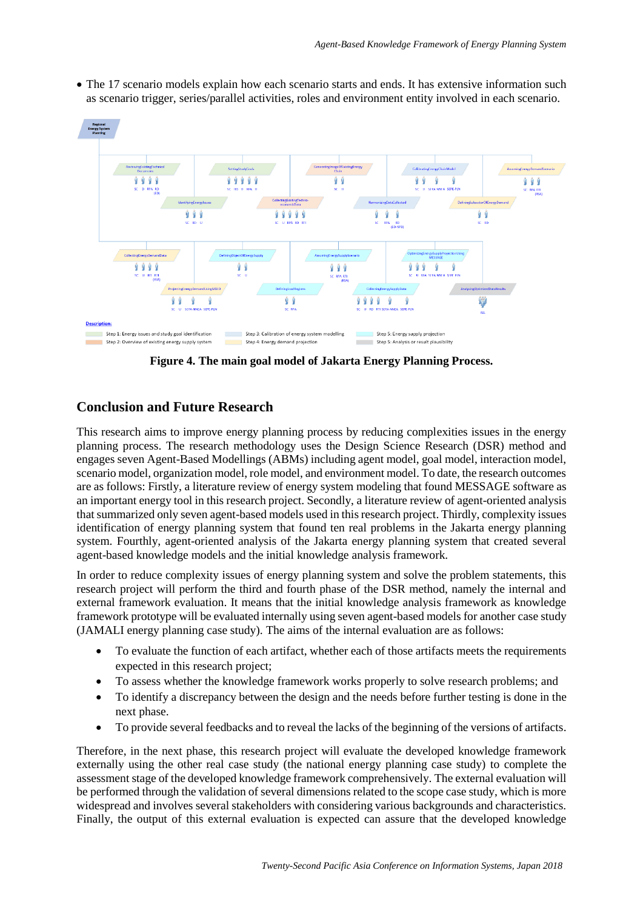- The 17 scenario models explain how each scenario starts and ends. It has extensive information such as scenario trigger, series/parallel activities, roles and environment entity involved in each scenario.

**Figure 4. The main goal model of Jakarta Energy Planning Process.**

## Conclusion and Future Research

This research aims to improve energy planning process by reducing complexities issues in the energy planning process. The research methodology uses the Design Science Research (DSR) method and engages seven Agent-Based Modellings (ABMs) including agent model, goal model, interaction model, scenario model, organization model, role model, and environment model. To date, the research outcomes are as follows: Firstly, a literature review of energy system modeling that found MESSAGE software as an important energy tool in this research project. Secondly, a literature review of agent-oriented analysis that summarized only seven agent-based models used in this research project. Thirdly, complexity issues identification of energy planning system that found ten real problems in the Jakarta energy planning system. Fourthly, agent-oriented analysis of the Jakarta energy planning system that created several agent-based knowledge models and the initial knowledge analysis framework.

In order to reduce complexity issues of energy planning system and solve the problem statements, this research project will perform the third and fourth phase of the DSR method, namely the internal and external framework evaluation. It means that the initial knowledge analysis framework as knowledge framework prototype will be evaluated internally using seven agent-based models for another case study (JAMALI energy planning case study). The aims of the internal evaluation are as follows:

- To evaluate the function of each artifact, whether each of those artifacts meets the requirements expected in this research project;
- To assess whether the knowledge framework works properly to solve research problems; and
- To identify a discrepancy between the design and the needs before further testing is done in the next phase.
- To provide several feedbacks and to reveal the lacks of the beginning of the versions of artifacts.

Therefore, in the next phase, this research project will evaluate the developed knowledge framework externally using the other real case study (the national energy planning case study) to complete the assessment stage of the developed knowledge framework comprehensively. The external evaluation will be performed through the validation of several dimensions related to the scope case study, which is more widespread and involves several stakeholders with considering various backgrounds and characteristics. Finally, the output of this external evaluation is expected can assure that the developed knowledge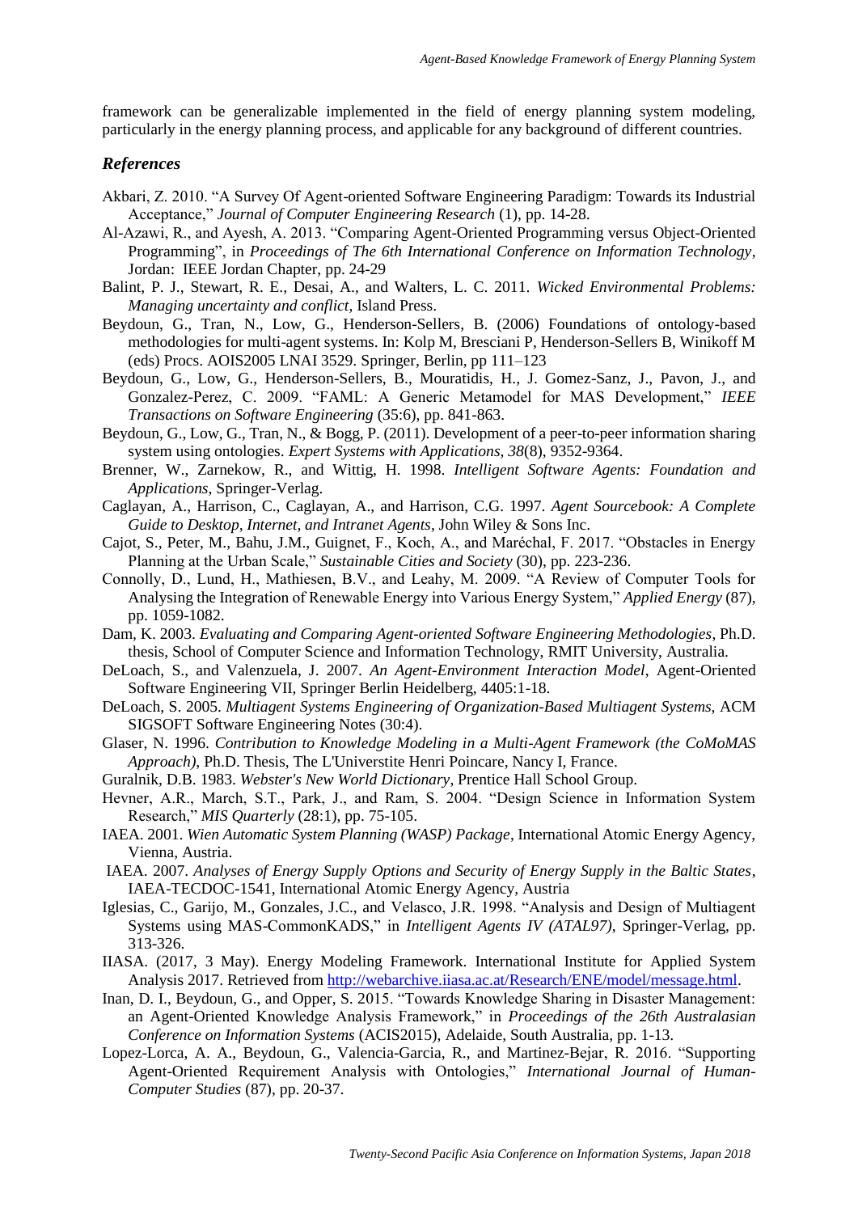framework can be generalizable implemented in the field of energy planning system modeling, particularly in the energy planning process, and applicable for any background of different countries.

### *References*

Akbari, Z. 2010. "A Survey Of Agent-oriented Software Engineering Paradigm: Towards its Industrial Acceptance," *Journal of Computer Engineering Research* (1), pp. 14-28.

Al-Azawi, R., and Ayesh, A. 2013. "Comparing Agent-Oriented Programming versus Object-Oriented Programming", in *Proceedings of The 6th International Conference on Information Technology*, Jordan: IEEE Jordan Chapter, pp. 24-29

Balint, P. J., Stewart, R. E., Desai, A., and Walters, L. C. 2011. *Wicked Environmental Problems: Managing uncertainty and conflict*, Island Press.

Beydoun, G., Tran, N., Low, G., Henderson-Sellers, B. (2006) Foundations of ontology-based methodologies for multi-agent systems. In: Kolp M, Bresciani P, Henderson-Sellers B, Winikoff M (eds) Procs. AOIS2005 LNAI 3529. Springer, Berlin, pp 111–123

Beydoun, G., Low, G., Henderson-Sellers, B., Mouratidis, H., J. Gomez-Sanz, J., Pavon, J., and Gonzalez-Perez, C. 2009. "FAML: A Generic Metamodel for MAS Development," *IEEE Transactions on Software Engineering* (35:6), pp. 841-863.

Beydoun, G., Low, G., Tran, N., & Bogg, P. (2011). Development of a peer-to-peer information sharing system using ontologies. *Expert Systems with Applications, 38*(8), 9352-9364.

Brenner, W., Zarnekow, R., and Wittig, H. 1998. *Intelligent Software Agents: Foundation and Applications*, Springer-Verlag.

Caglayan, A., Harrison, C., Caglayan, A., and Harrison, C.G. 1997. *Agent Sourcebook: A Complete Guide to Desktop, Internet, and Intranet Agents*, John Wiley & Sons Inc.

Cajot, S., Peter, M., Bahu, J.M., Guignet, F., Koch, A., and Maréchal, F. 2017. "Obstacles in Energy Planning at the Urban Scale," *Sustainable Cities and Society* (30), pp. 223-236.

Connolly, D., Lund, H., Mathiesen, B.V., and Leahy, M. 2009. "A Review of Computer Tools for Analysing the Integration of Renewable Energy into Various Energy System," *Applied Energy* (87), pp. 1059-1082.

Dam, K. 2003. *Evaluating and Comparing Agent-oriented Software Engineering Methodologies*, Ph.D. thesis, School of Computer Science and Information Technology, RMIT University, Australia.

DeLoach, S., and Valenzuela, J. 2007. *An Agent-Environment Interaction Model*, Agent-Oriented Software Engineering VII, Springer Berlin Heidelberg, 4405:1-18.

DeLoach, S. 2005. *Multiagent Systems Engineering of Organization-Based Multiagent Systems*, ACM SIGSOFT Software Engineering Notes (30:4).

Glaser, N. 1996. *Contribution to Knowledge Modeling in a Multi-Agent Framework (the CoMoMAS Approach)*, Ph.D. Thesis, The L'Universtite Henri Poincare, Nancy I, France.

Guralnik, D.B. 1983. *Webster's New World Dictionary*, Prentice Hall School Group.

Hevner, A.R., March, S.T., Park, J., and Ram, S. 2004. "Design Science in Information System Research," *MIS Quarterly* (28:1), pp. 75-105.

IAEA. 2001. *Wien Automatic System Planning (WASP) Package*, International Atomic Energy Agency, Vienna, Austria.

IAEA. 2007. *Analyses of Energy Supply Options and Security of Energy Supply in the Baltic States*, IAEA-TECDOC-1541, International Atomic Energy Agency, Austria

Iglesias, C., Garijo, M., Gonzales, J.C., and Velasco, J.R. 1998. "Analysis and Design of Multiagent Systems using MAS-CommonKADS," in *Intelligent Agents IV (ATAL97)*, Springer-Verlag, pp. 313-326.

IIASA. (2017, 3 May). Energy Modeling Framework. International Institute for Applied System Analysis 2017. Retrieved from http://webarchive.iiasa.ac.at/Research/ENE/model/message.html.

Inan, D. I., Beydoun, G., and Opper, S. 2015. "Towards Knowledge Sharing in Disaster Management: an Agent-Oriented Knowledge Analysis Framework," in *Proceedings of the 26th Australasian Conference on Information Systems* (ACIS2015), Adelaide, South Australia, pp. 1-13.

Lopez-Lorca, A. A., Beydoun, G., Valencia-Garcia, R., and Martinez-Bejar, R. 2016. "Supporting Agent-Oriented Requirement Analysis with Ontologies," *International Journal of Human-Computer Studies* (87), pp. 20-37.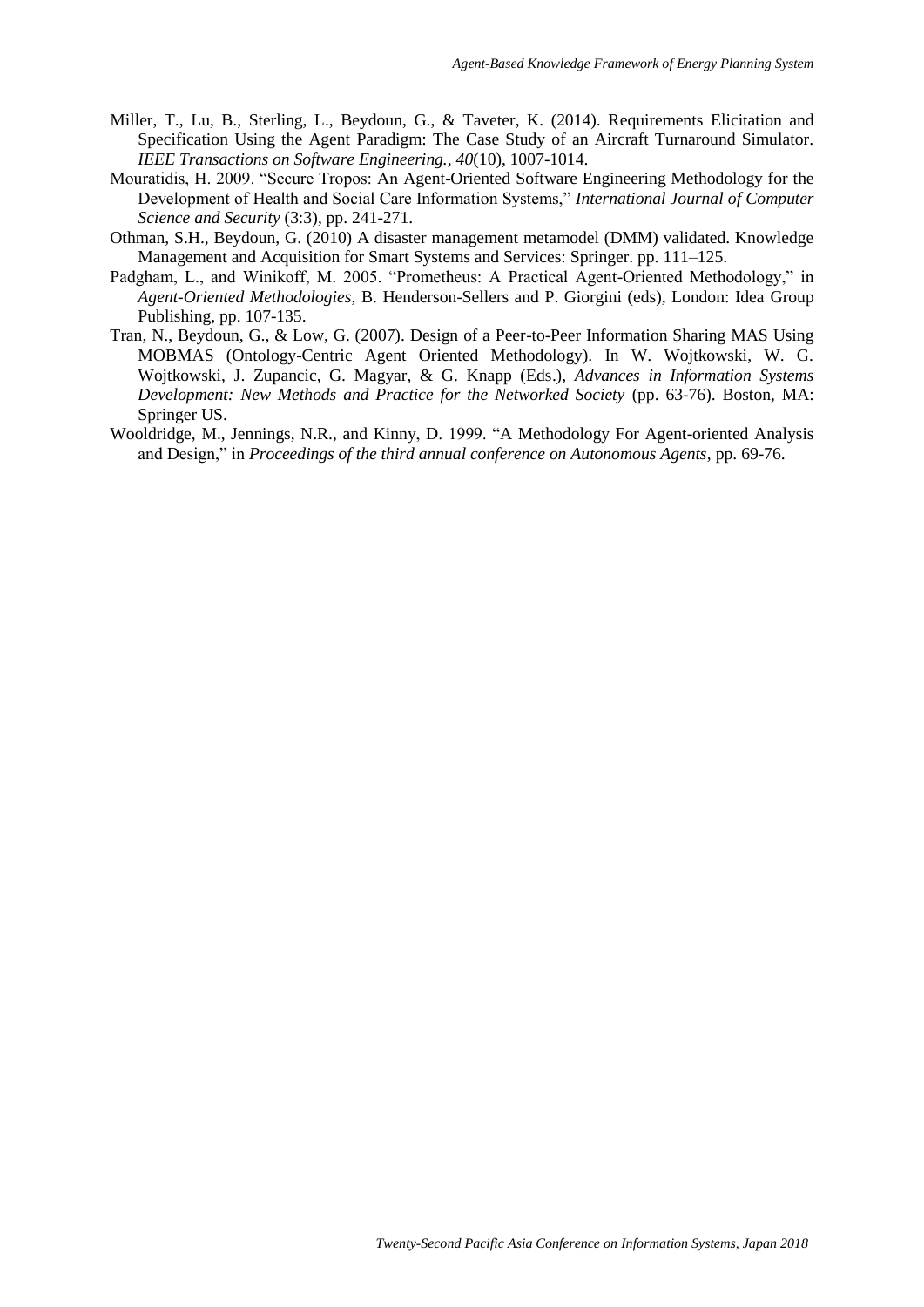Miller, T., Lu, B., Sterling, L., Beydoun, G., & Taveter, K. (2014). Requirements Elicitation and Specification Using the Agent Paradigm: The Case Study of an Aircraft Turnaround Simulator. *IEEE Transactions on Software Engineering.*, *40*(10), 1007-1014.

Mouratidis, H. 2009. "Secure Tropos: An Agent-Oriented Software Engineering Methodology for the Development of Health and Social Care Information Systems," *International Journal of Computer Science and Security* (3:3), pp. 241-271.

Othman, S.H., Beydoun, G. (2010) A disaster management metamodel (DMM) validated. Knowledge Management and Acquisition for Smart Systems and Services: Springer. pp. 111–125.

Padgham, L., and Winikoff, M. 2005. "Prometheus: A Practical Agent-Oriented Methodology," in *Agent-Oriented Methodologies*, B. Henderson-Sellers and P. Giorgini (eds), London: Idea Group Publishing, pp. 107-135.

Tran, N., Beydoun, G., & Low, G. (2007). Design of a Peer-to-Peer Information Sharing MAS Using MOBMAS (Ontology-Centric Agent Oriented Methodology). In W. Wojtkowski, W. G. Wojtkowski, J. Zupancic, G. Magyar, & G. Knapp (Eds.), *Advances in Information Systems Development: New Methods and Practice for the Networked Society* (pp. 63-76). Boston, MA: Springer US.

Wooldridge, M., Jennings, N.R., and Kinny, D. 1999. "A Methodology For Agent-oriented Analysis and Design," in *Proceedings of the third annual conference on Autonomous Agents*, pp. 69-76.